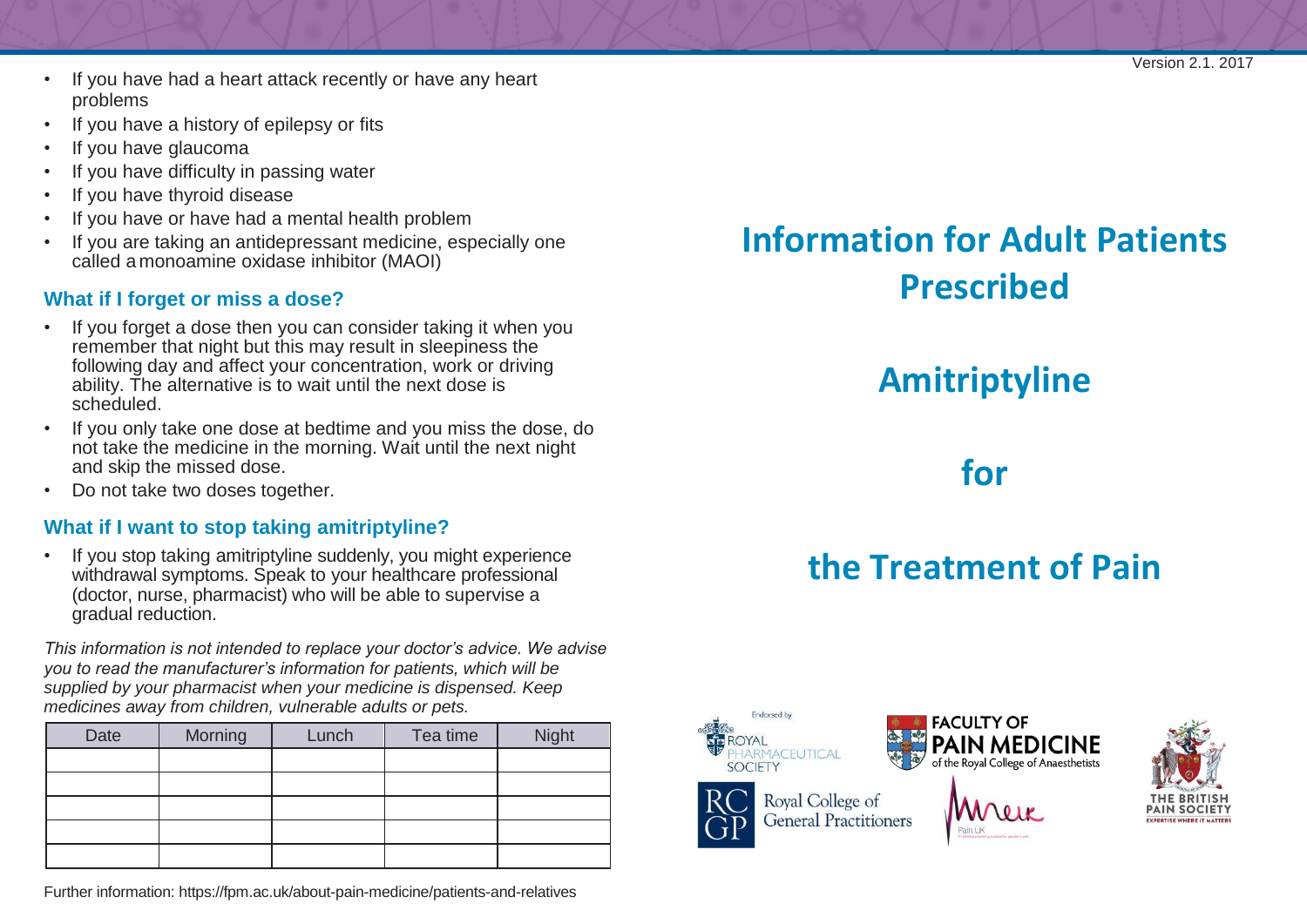- If you have had a heart attack recently or have any heart problems
- If you have a history of epilepsy or fits
- If you have glaucoma
- If you have difficulty in passing water
- If you have thyroid disease
- If you have or have had a mental health problem
- If you are taking an antidepressant medicine, especially one called a monoamine oxidase inhibitor (MAOI)

### What if I forget or miss a dose?

- If you forget a dose then you can consider taking it when you remember that night but this may result in sleepiness the following day and affect your concentration, work or driving ability. The alternative is to wait until the next dose is scheduled.
- If you only take one dose at bedtime and you miss the dose, do not take the medicine in the morning. Wait until the next night and skip the missed dose.
- Do not take two doses together.

### What if I want to stop taking amitriptyline?

- If you stop taking amitriptyline suddenly, you might experience withdrawal symptoms. Speak to your healthcare professional (doctor, nurse, pharmacist) who will be able to supervise a gradual reduction.

*This information is not intended to replace your doctor's advice. We advise you to read the manufacturer's information for patients, which will be supplied by your pharmacist when your medicine is dispensed. Keep medicines away from children, vulnerable adults or pets.*

| Date | Morning | Lunch | Tea time | Night |
| --- | --- | --- | --- | --- |
| | | | | |
| | | | | |
| | | | | |
| | | | | |
| | | | | |

Further information: https://fpm.ac.uk/about-pain-medicine/patients-and-relatives

Version 2.1. 2017

# Information for Adult Patients Prescribed

# Amitriptyline

# for

# the Treatment of Pain

Endorsed by

Royal Pharmaceutical Society

Faculty of Pain Medicine of the Royal College of Anaesthetists

The British Pain Society – Expertise where it matters

Royal College of General Practitioners

Pain UK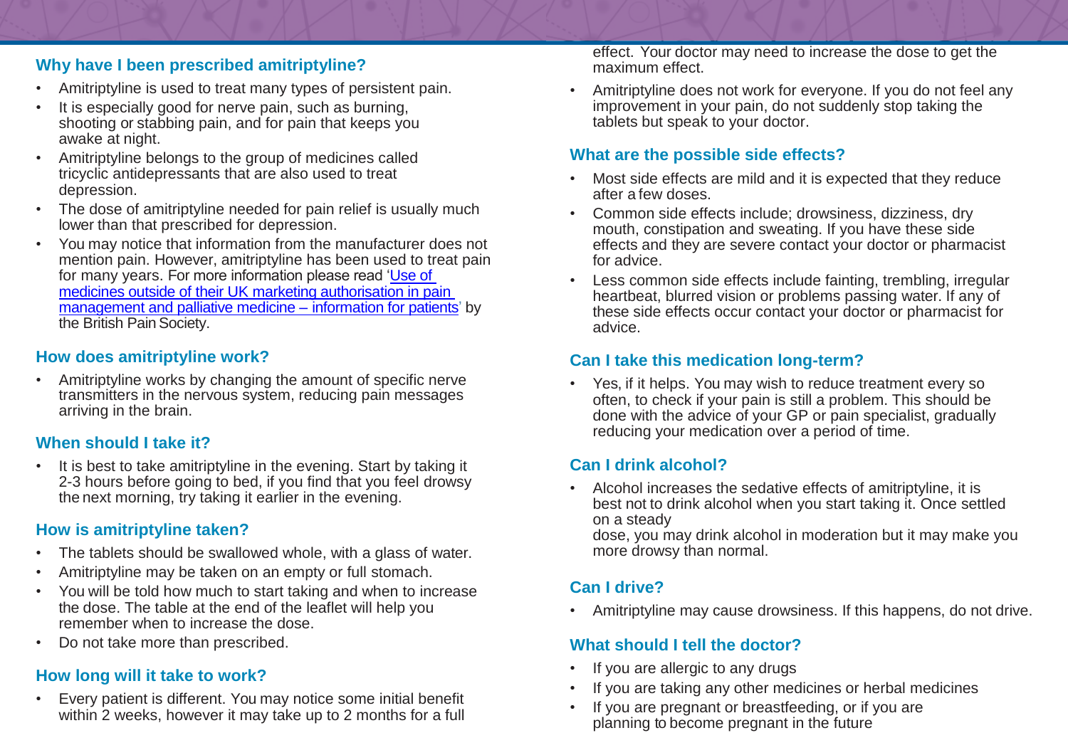## Why have I been prescribed amitriptyline?

- Amitriptyline is used to treat many types of persistent pain.
- It is especially good for nerve pain, such as burning, shooting or stabbing pain, and for pain that keeps you awake at night.
- Amitriptyline belongs to the group of medicines called tricyclic antidepressants that are also used to treat depression.
- The dose of amitriptyline needed for pain relief is usually much lower than that prescribed for depression.
- You may notice that information from the manufacturer does not mention pain. However, amitriptyline has been used to treat pain for many years. For more information please read 'Use of medicines outside of their UK marketing authorisation in pain management and palliative medicine – information for patients' by the British Pain Society.

## How does amitriptyline work?

- Amitriptyline works by changing the amount of specific nerve transmitters in the nervous system, reducing pain messages arriving in the brain.

## When should I take it?

- It is best to take amitriptyline in the evening. Start by taking it 2-3 hours before going to bed, if you find that you feel drowsy the next morning, try taking it earlier in the evening.

## How is amitriptyline taken?

- The tablets should be swallowed whole, with a glass of water.
- Amitriptyline may be taken on an empty or full stomach.
- You will be told how much to start taking and when to increase the dose. The table at the end of the leaflet will help you remember when to increase the dose.
- Do not take more than prescribed.

## How long will it take to work?

- Every patient is different. You may notice some initial benefit within 2 weeks, however it may take up to 2 months for a full effect. Your doctor may need to increase the dose to get the maximum effect.
- Amitriptyline does not work for everyone. If you do not feel any improvement in your pain, do not suddenly stop taking the tablets but speak to your doctor.

## What are the possible side effects?

- Most side effects are mild and it is expected that they reduce after a few doses.
- Common side effects include; drowsiness, dizziness, dry mouth, constipation and sweating. If you have these side effects and they are severe contact your doctor or pharmacist for advice.
- Less common side effects include fainting, trembling, irregular heartbeat, blurred vision or problems passing water. If any of these side effects occur contact your doctor or pharmacist for advice.

## Can I take this medication long-term?

- Yes, if it helps. You may wish to reduce treatment every so often, to check if your pain is still a problem. This should be done with the advice of your GP or pain specialist, gradually reducing your medication over a period of time.

## Can I drink alcohol?

- Alcohol increases the sedative effects of amitriptyline, it is best not to drink alcohol when you start taking it. Once settled on a steady dose, you may drink alcohol in moderation but it may make you more drowsy than normal.

## Can I drive?

- Amitriptyline may cause drowsiness. If this happens, do not drive.

## What should I tell the doctor?

- If you are allergic to any drugs
- If you are taking any other medicines or herbal medicines
- If you are pregnant or breastfeeding, or if you are planning to become pregnant in the future